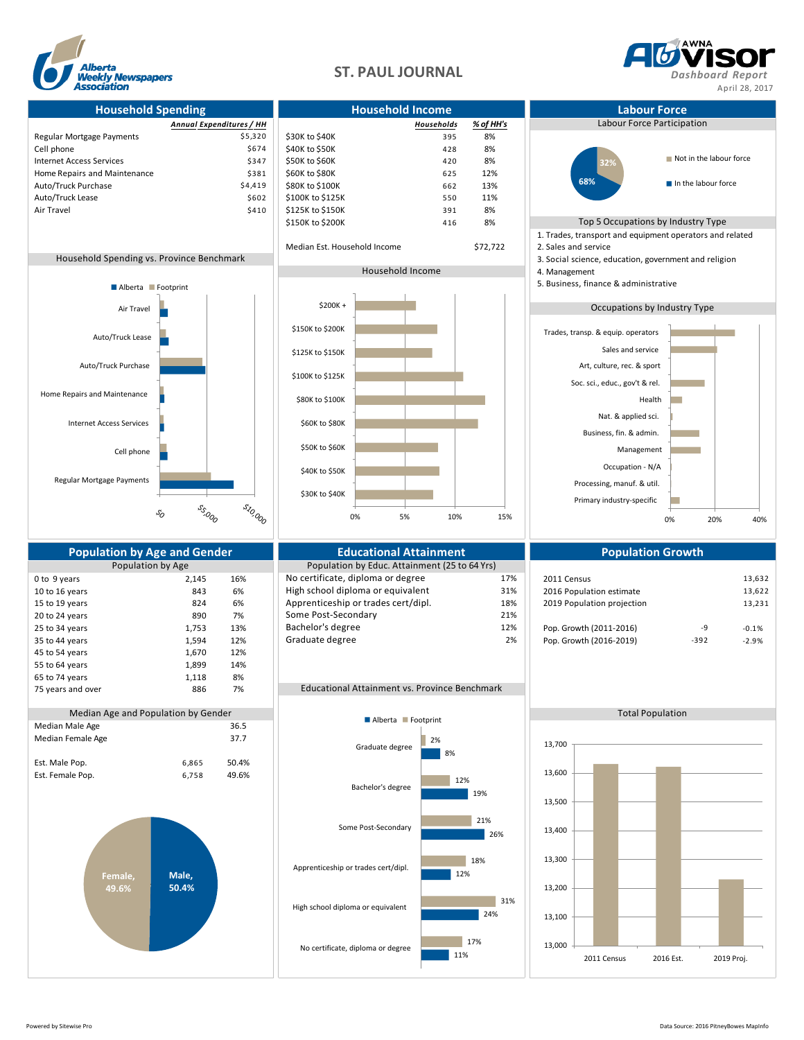# ST. PAUL JOURNAL

Alberta Weekly Newspapers Association

AWNA ADVISOR Dashboard Report

April 28, 2017

## Household Spending

| | Annual Expenditures / HH |
|---|---|
| Regular Mortgage Payments | $5,320 |
| Cell phone | $674 |
| Internet Access Services | $347 |
| Home Repairs and Maintenance | $381 |
| Auto/Truck Purchase | $4,419 |
| Auto/Truck Lease | $602 |
| Air Travel | $410 |

### Household Spending vs. Province Benchmark

Alberta / Footprint

Air Travel; Auto/Truck Lease; Auto/Truck Purchase; Home Repairs and Maintenance; Internet Access Services; Cell phone; Regular Mortgage Payments

$0; $5,000; $10,000

## Household Income

| | Households | % of HH's |
|---|---|---|
| $30K to $40K | 395 | 8% |
| $40K to $50K | 428 | 8% |
| $50K to $60K | 420 | 8% |
| $60K to $80K | 625 | 12% |
| $80K to $100K | 662 | 13% |
| $100K to $125K | 550 | 11% |
| $125K to $150K | 391 | 8% |
| $150K to $200K | 416 | 8% |

Median Est. Household Income: $72,722

### Household Income

$200K +; $150K to $200K; $125K to $150K; $100K to $125K; $80K to $100K; $60K to $80K; $50K to $60K; $40K to $50K; $30K to $40K

0%; 5%; 10%; 15%

## Labour Force

### Labour Force Participation

- Not in the labour force: 32%
- In the labour force: 68%

### Top 5 Occupations by Industry Type

1. Trades, transport and equipment operators and related
2. Sales and service
3. Social science, education, government and religion
4. Management
5. Business, finance & administrative

### Occupations by Industry Type

Trades, transp. & equip. operators; Sales and service; Art, culture, rec. & sport; Soc. sci., educ., gov't & rel.; Health; Nat. & applied sci.; Business, fin. & admin.; Management; Occupation - N/A; Processing, manuf. & util.; Primary industry-specific

0%; 20%; 40%

## Population by Age and Gender

### Population by Age

| | | |
|---|---|---|
| 0 to 9 years | 2,145 | 16% |
| 10 to 16 years | 843 | 6% |
| 15 to 19 years | 824 | 6% |
| 20 to 24 years | 890 | 7% |
| 25 to 34 years | 1,753 | 13% |
| 35 to 44 years | 1,594 | 12% |
| 45 to 54 years | 1,670 | 12% |
| 55 to 64 years | 1,899 | 14% |
| 65 to 74 years | 1,118 | 8% |
| 75 years and over | 886 | 7% |

### Median Age and Population by Gender

| | | |
|---|---|---|
| Median Male Age | | 36.5 |
| Median Female Age | | 37.7 |
| Est. Male Pop. | 6,865 | 50.4% |
| Est. Female Pop. | 6,758 | 49.6% |

Female, 49.6%; Male, 50.4%

## Educational Attainment

### Population by Educ. Attainment (25 to 64 Yrs)

| | |
|---|---|
| No certificate, diploma or degree | 17% |
| High school diploma or equivalent | 31% |
| Apprenticeship or trades cert/dipl. | 18% |
| Some Post-Secondary | 21% |
| Bachelor's degree | 12% |
| Graduate degree | 2% |

### Educational Attainment vs. Province Benchmark

| | Footprint | Alberta |
|---|---|---|
| Graduate degree | 2% | 8% |
| Bachelor's degree | 12% | 19% |
| Some Post-Secondary | 21% | 26% |
| Apprenticeship or trades cert/dipl. | 18% | 12% |
| High school diploma or equivalent | 31% | 24% |
| No certificate, diploma or degree | 17% | 11% |

## Population Growth

| | | |
|---|---|---|
| 2011 Census | | 13,632 |
| 2016 Population estimate | | 13,622 |
| 2019 Population projection | | 13,231 |
| Pop. Growth (2011-2016) | -9 | -0.1% |
| Pop. Growth (2016-2019) | -392 | -2.9% |

### Total Population

2011 Census; 2016 Est.; 2019 Proj.

13,000; 13,100; 13,200; 13,300; 13,400; 13,500; 13,600; 13,700

Powered by Sitewise Pro

Data Source: 2016 PitneyBowes MapInfo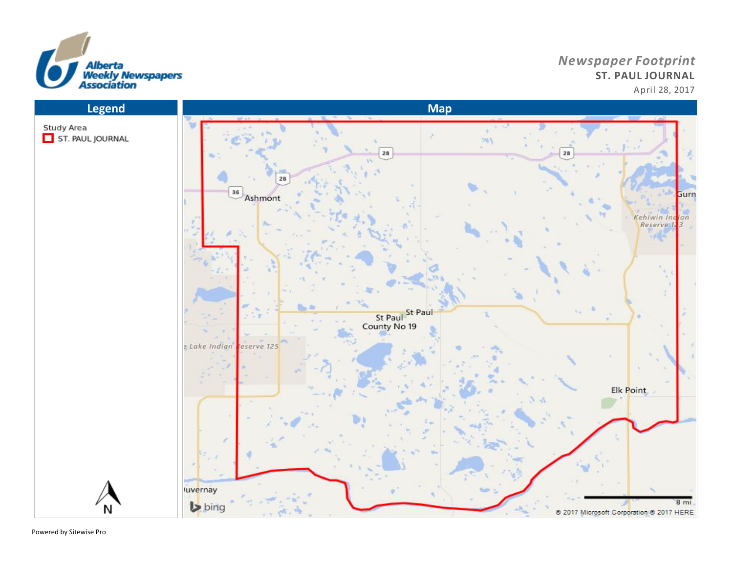Alberta Weekly Newspapers Association

*Newspaper Footprint*

**ST. PAUL JOURNAL**

April 28, 2017

## Legend

Study Area

ST. PAUL JOURNAL

N

## Map

28

28

28

36

Ashmont

Gurn

Kehiwin Indian Reserve 123

St Paul

St Paul County No 19

Lake Indian Reserve 125

Elk Point

Duvernay

bing

8 mi

© 2017 Microsoft Corporation © 2017 HERE

Powered by Sitewise Pro